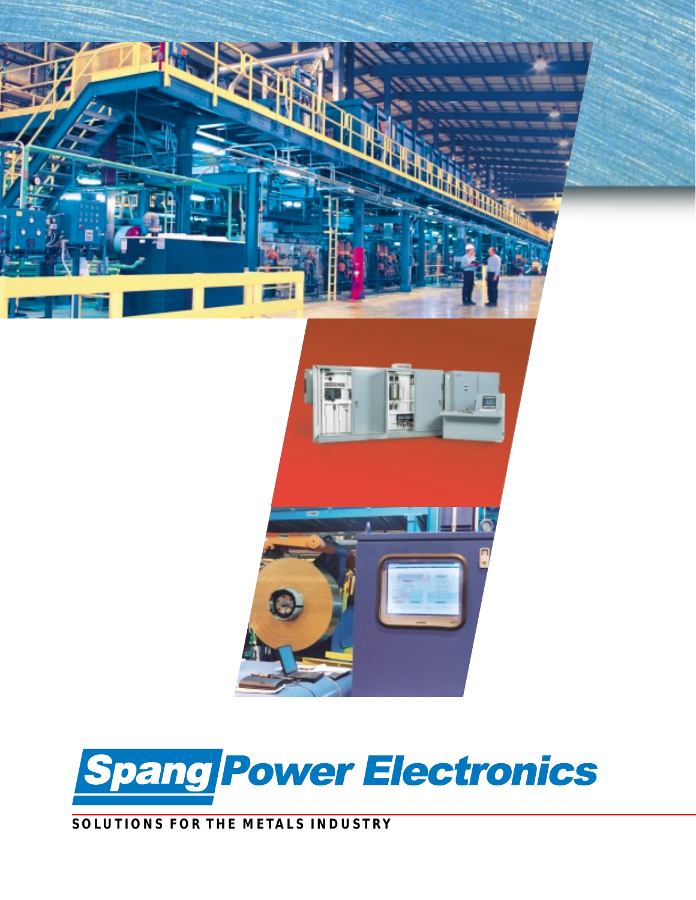# Spang Power Electronics

**SOLUTIONS FOR THE METALS INDUSTRY**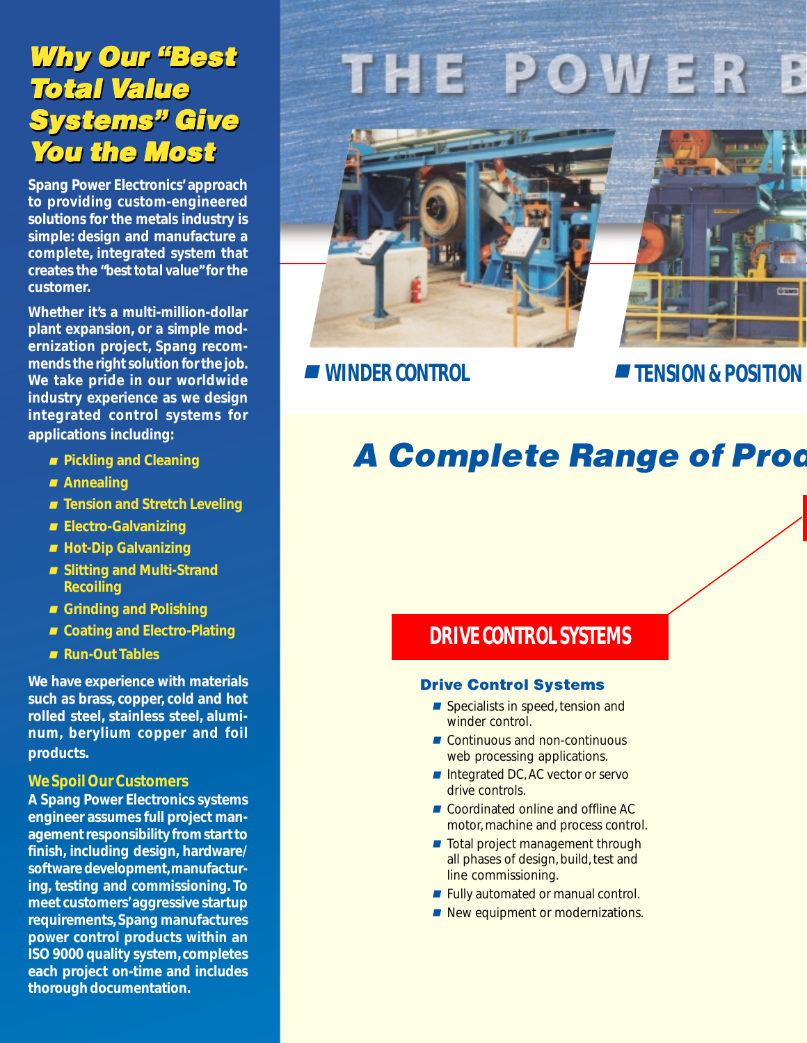# Why Our "Best Total Value Systems" Give You the Most

**Spang Power Electronics' approach to providing custom-engineered solutions for the metals industry is simple: design and manufacture a complete, integrated system that creates the "best total value" for the customer.**

**Whether it's a multi-million-dollar plant expansion, or a simple modernization project, Spang recommends the right solution for the job. We take pride in our worldwide industry experience as we design integrated control systems for applications including:**

- Pickling and Cleaning
- Annealing
- Tension and Stretch Leveling
- Electro-Galvanizing
- Hot-Dip Galvanizing
- Slitting and Multi-Strand Recoiling
- Grinding and Polishing
- Coating and Electro-Plating
- Run-Out Tables

**We have experience with materials such as brass, copper, cold and hot rolled steel, stainless steel, aluminum, beryllium copper and foil products.**

### We Spoil Our Customers

**A Spang Power Electronics systems engineer assumes full project management responsibility from start to finish, including design, hardware/software development, manufacturing, testing and commissioning. To meet customers' aggressive startup requirements, Spang manufactures power control products within an ISO 9000 quality system, completes each project on-time and includes thorough documentation.**

# THE POWER B

- WINDER CONTROL
- TENSION & POSITION

## A Complete Range of Prod

## DRIVE CONTROL SYSTEMS

### Drive Control Systems

- Specialists in speed, tension and winder control.
- Continuous and non-continuous web processing applications.
- Integrated DC, AC vector or servo drive controls.
- Coordinated online and offline AC motor, machine and process control.
- Total project management through all phases of design, build, test and line commissioning.
- Fully automated or manual control.
- New equipment or modernizations.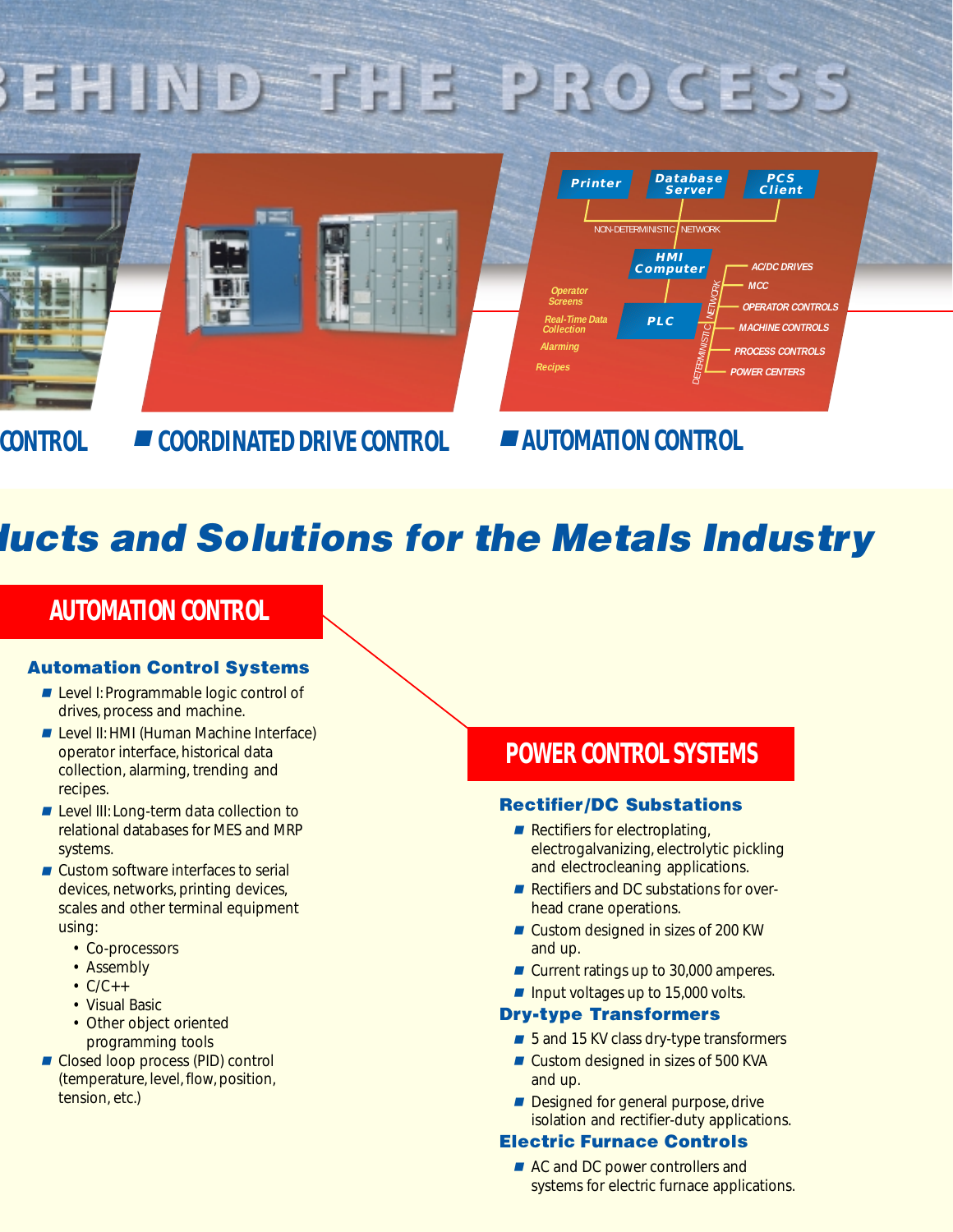# BEHIND THE PROCESS

Printer | Database Server | PCS Client

NON-DETERMINISTIC NETWORK

HMI Computer

Operator Screens

Real-Time Data Collection

Alarming

Recipes

PLC

DETERMINISTIC NETWORK

AC/DC DRIVES

MCC

OPERATOR CONTROLS

MACHINE CONTROLS

PROCESS CONTROLS

POWER CENTERS

CONTROL ■ COORDINATED DRIVE CONTROL ■ AUTOMATION CONTROL

## ducts and Solutions for the Metals Industry

## AUTOMATION CONTROL

### Automation Control Systems

- Level I: Programmable logic control of drives, process and machine.
- Level II: HMI (Human Machine Interface) operator interface, historical data collection, alarming, trending and recipes.
- Level III: Long-term data collection to relational databases for MES and MRP systems.
- Custom software interfaces to serial devices, networks, printing devices, scales and other terminal equipment using:
  - Co-processors
  - Assembly
  - C/C++
  - Visual Basic
  - Other object oriented programming tools
- Closed loop process (PID) control (temperature, level, flow, position, tension, etc.)

## POWER CONTROL SYSTEMS

### Rectifier/DC Substations

- Rectifiers for electroplating, electrogalvanizing, electrolytic pickling and electrocleaning applications.
- Rectifiers and DC substations for over-head crane operations.
- Custom designed in sizes of 200 KW and up.
- Current ratings up to 30,000 amperes.
- Input voltages up to 15,000 volts.

### Dry-type Transformers

- 5 and 15 KV class dry-type transformers
- Custom designed in sizes of 500 KVA and up.
- Designed for general purpose, drive isolation and rectifier-duty applications.

### Electric Furnace Controls

- AC and DC power controllers and systems for electric furnace applications.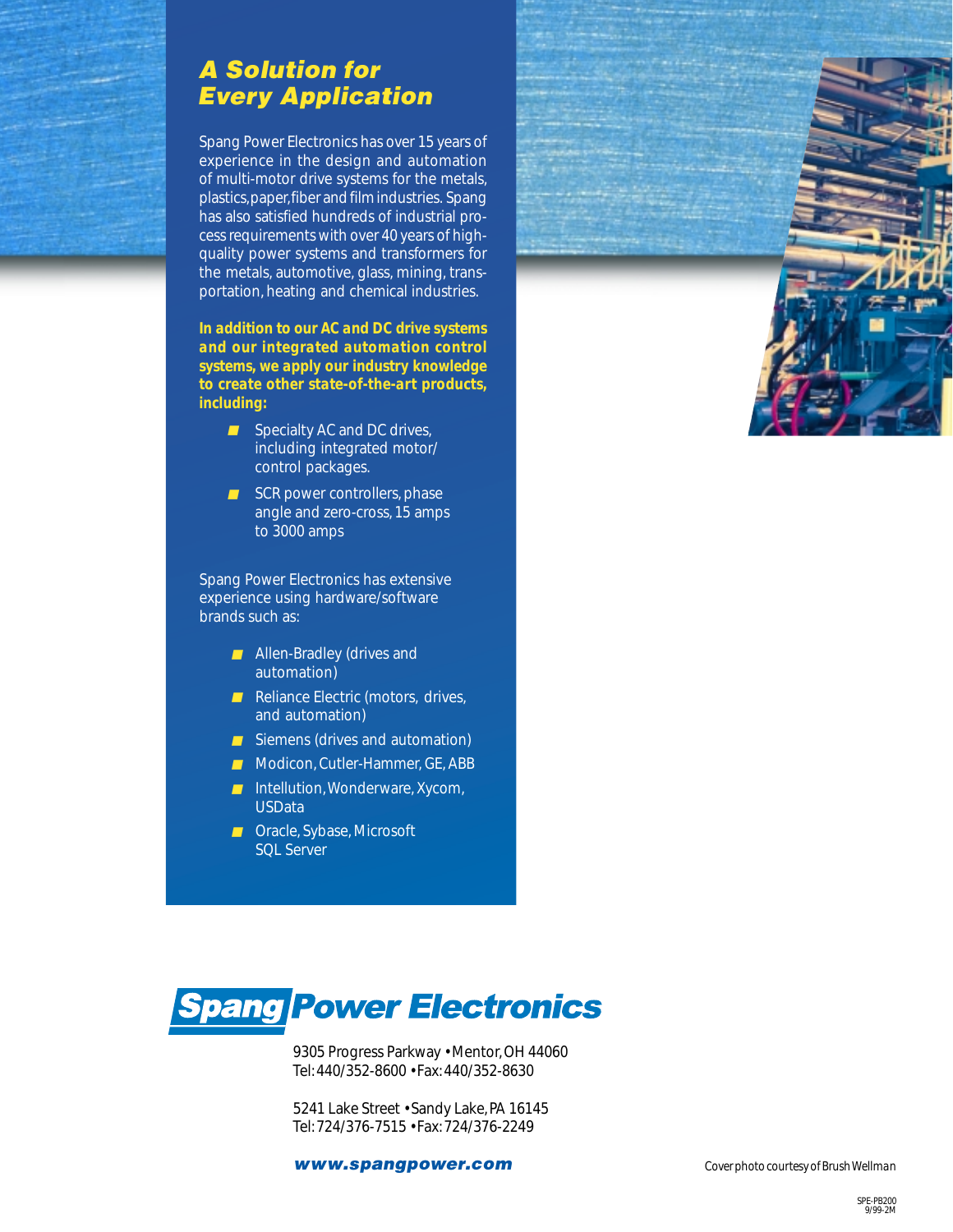## A Solution for Every Application

Spang Power Electronics has over 15 years of experience in the design and automation of multi-motor drive systems for the metals, plastics, paper, fiber and film industries. Spang has also satisfied hundreds of industrial process requirements with over 40 years of high-quality power systems and transformers for the metals, automotive, glass, mining, transportation, heating and chemical industries.

**In addition to our AC and DC drive systems and our integrated automation control systems, we apply our industry knowledge to create other state-of-the-art products, including:**

- Specialty AC and DC drives, including integrated motor/control packages.
- SCR power controllers, phase angle and zero-cross, 15 amps to 3000 amps

Spang Power Electronics has extensive experience using hardware/software brands such as:

- Allen-Bradley (drives and automation)
- Reliance Electric (motors, drives, and automation)
- Siemens (drives and automation)
- Modicon, Cutler-Hammer, GE, ABB
- Intellution, Wonderware, Xycom, USData
- Oracle, Sybase, Microsoft SQL Server

**Spang Power Electronics**

9305 Progress Parkway • Mentor, OH 44060
Tel: 440/352-8600 • Fax: 440/352-8630

5241 Lake Street • Sandy Lake, PA 16145
Tel: 724/376-7515 • Fax: 724/376-2249

**www.spangpower.com**

*Cover photo courtesy of Brush Wellman*

SPE-PB200
9/99-2M